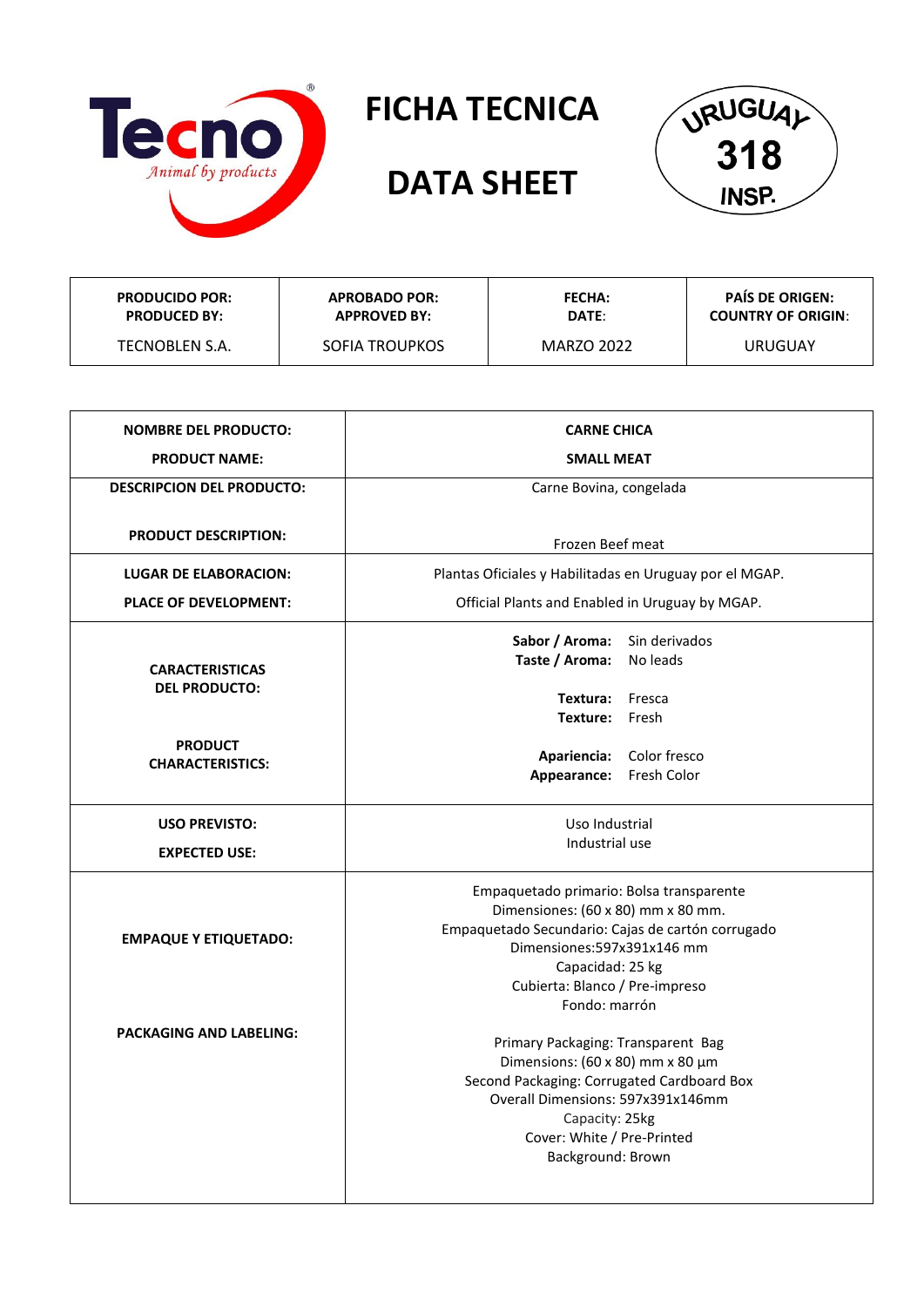Tecno® *Animal by products*

# FICHA TECNICA

# DATA SHEET

URUGUAY **318** INSP.

| PRODUCIDO POR: PRODUCED BY: | APROBADO POR: APPROVED BY: | FECHA: DATE: | PAÍS DE ORIGEN: COUNTRY OF ORIGIN: |
|---|---|---|---|
| TECNOBLEN S.A. | SOFIA TROUPKOS | MARZO 2022 | URUGUAY |

| | |
|---|---|
| **NOMBRE DEL PRODUCTO:** **PRODUCT NAME:** | **CARNE CHICA** **SMALL MEAT** |
| **DESCRIPCION DEL PRODUCTO:** **PRODUCT DESCRIPTION:** | Carne Bovina, congelada<br>Frozen Beef meat |
| **LUGAR DE ELABORACION:** **PLACE OF DEVELOPMENT:** | Plantas Oficiales y Habilitadas en Uruguay por el MGAP.<br>Official Plants and Enabled in Uruguay by MGAP. |
| **CARACTERISTICAS DEL PRODUCTO:** **PRODUCT CHARACTERISTICS:** | **Sabor / Aroma:** Sin derivados<br>**Taste / Aroma:** No leads<br>**Textura:** Fresca<br>**Texture:** Fresh<br>**Apariencia:** Color fresco<br>**Appearance:** Fresh Color |
| **USO PREVISTO:** **EXPECTED USE:** | Uso Industrial<br>Industrial use |
| **EMPAQUE Y ETIQUETADO:** **PACKAGING AND LABELING:** | Empaquetado primario: Bolsa transparente<br>Dimensiones: (60 x 80) mm x 80 mm.<br>Empaquetado Secundario: Cajas de cartón corrugado<br>Dimensiones:597x391x146 mm<br>Capacidad: 25 kg<br>Cubierta: Blanco / Pre-impreso<br>Fondo: marrón<br><br>Primary Packaging: Transparent Bag<br>Dimensions: (60 x 80) mm x 80 µm<br>Second Packaging: Corrugated Cardboard Box<br>Overall Dimensions: 597x391x146mm<br>Capacity: 25kg<br>Cover: White / Pre-Printed<br>Background: Brown |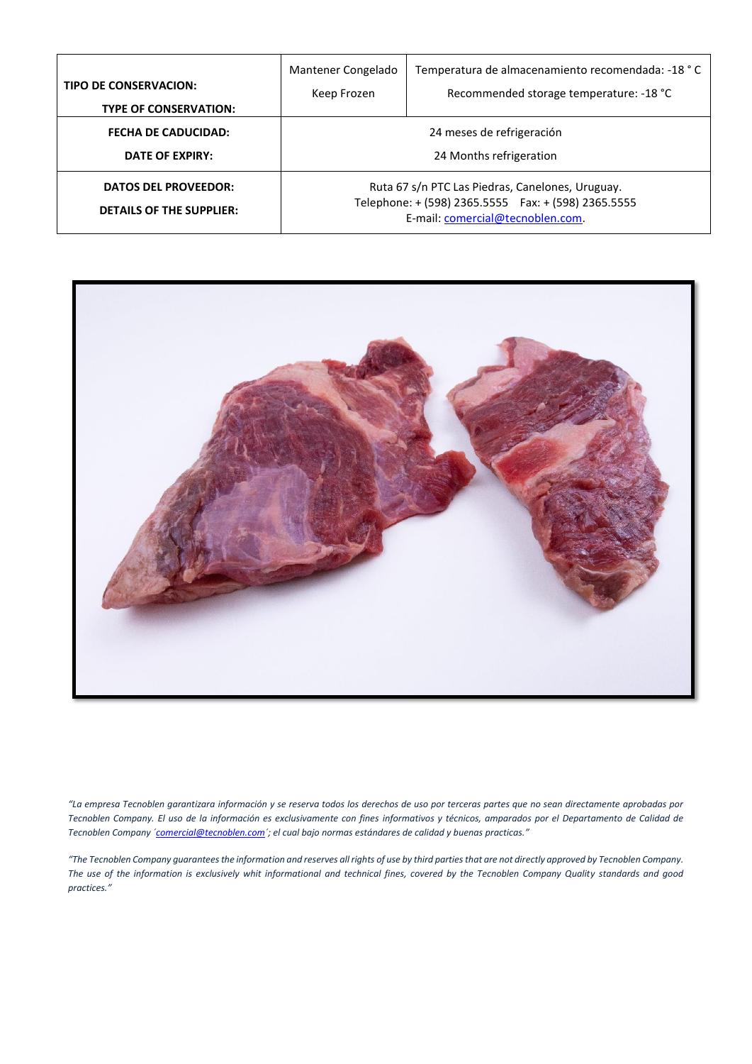| | | |
|---|---|---|
| **TIPO DE CONSERVACION:**<br>**TYPE OF CONSERVATION:** | Mantener Congelado<br>Keep Frozen | Temperatura de almacenamiento recomendada: -18 ° C<br>Recommended storage temperature: -18 °C |
| **FECHA DE CADUCIDAD:**<br>**DATE OF EXPIRY:** | 24 meses de refrigeración<br>24 Months refrigeration | |
| **DATOS DEL PROVEEDOR:**<br>**DETAILS OF THE SUPPLIER:** | Ruta 67 s/n PTC Las Piedras, Canelones, Uruguay.<br>Telephone: + (598) 2365.5555 Fax: + (598) 2365.5555<br>E-mail: comercial@tecnoblen.com. | |

*"La empresa Tecnoblen garantizara información y se reserva todos los derechos de uso por terceras partes que no sean directamente aprobadas por Tecnoblen Company. El uso de la información es exclusivamente con fines informativos y técnicos, amparados por el Departamento de Calidad de Tecnoblen Company ´comercial@tecnoblen.com´; el cual bajo normas estándares de calidad y buenas practicas."*

*"The Tecnoblen Company guarantees the information and reserves all rights of use by third parties that are not directly approved by Tecnoblen Company. The use of the information is exclusively whit informational and technical fines, covered by the Tecnoblen Company Quality standards and good practices."*